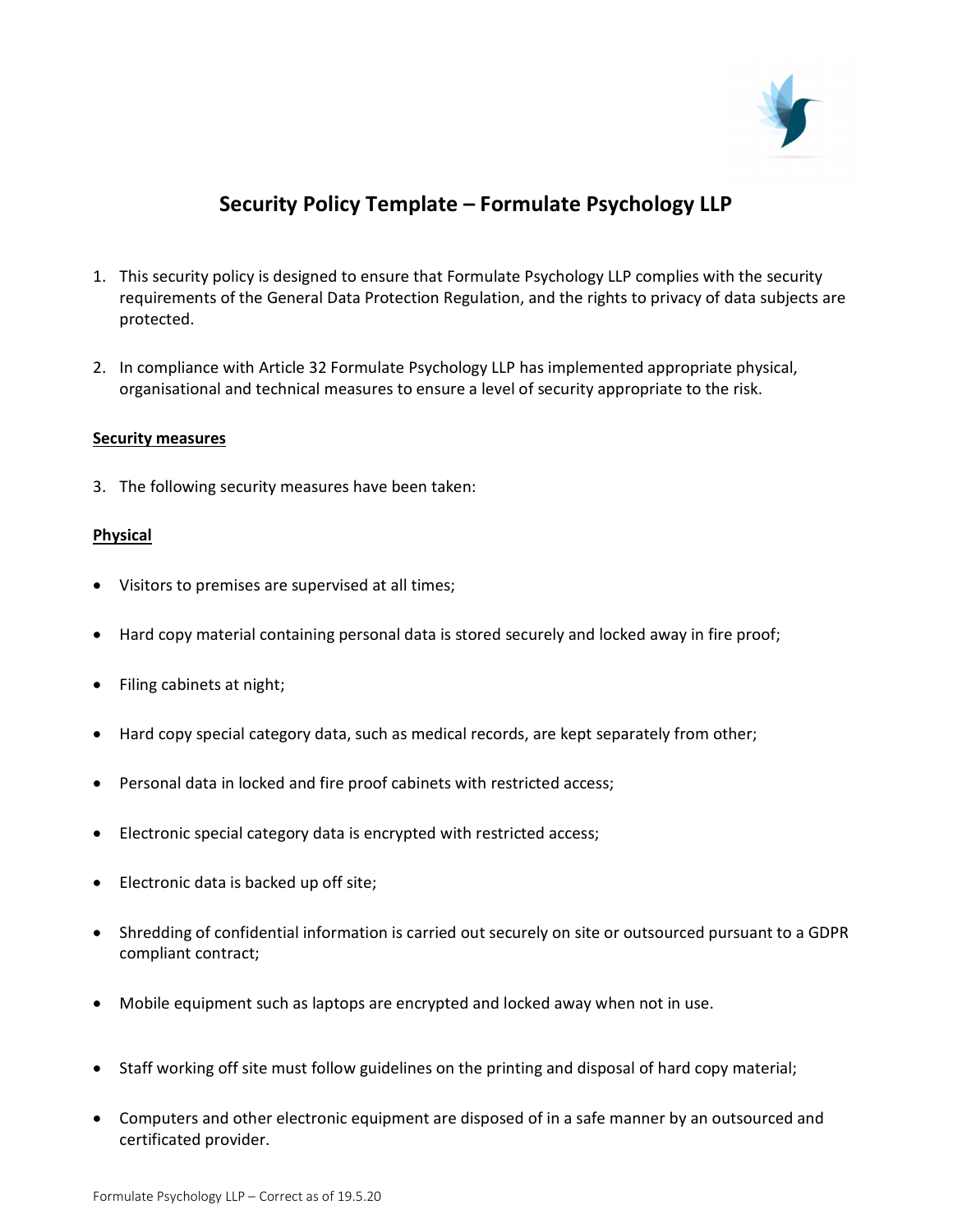# Security Policy Template – Formulate Psychology LLP

1. This security policy is designed to ensure that Formulate Psychology LLP complies with the security requirements of the General Data Protection Regulation, and the rights to privacy of data subjects are protected.

2. In compliance with Article 32 Formulate Psychology LLP has implemented appropriate physical, organisational and technical measures to ensure a level of security appropriate to the risk.

**Security measures**

3. The following security measures have been taken:

**Physical**

- Visitors to premises are supervised at all times;
- Hard copy material containing personal data is stored securely and locked away in fire proof;
- Filing cabinets at night;
- Hard copy special category data, such as medical records, are kept separately from other;
- Personal data in locked and fire proof cabinets with restricted access;
- Electronic special category data is encrypted with restricted access;
- Electronic data is backed up off site;
- Shredding of confidential information is carried out securely on site or outsourced pursuant to a GDPR compliant contract;
- Mobile equipment such as laptops are encrypted and locked away when not in use.
- Staff working off site must follow guidelines on the printing and disposal of hard copy material;
- Computers and other electronic equipment are disposed of in a safe manner by an outsourced and certificated provider.

Formulate Psychology LLP – Correct as of 19.5.20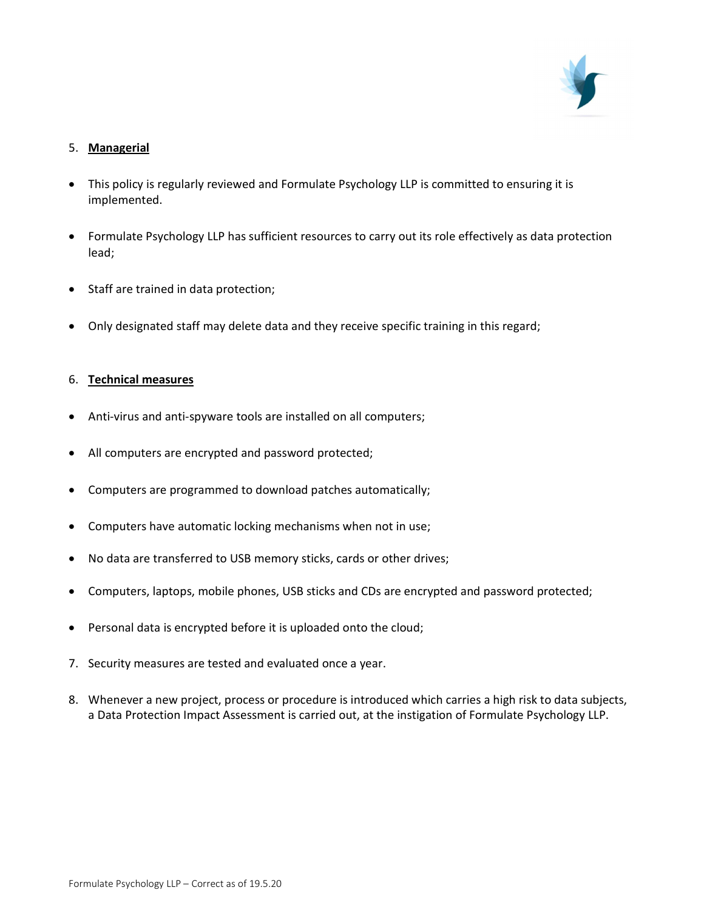5. **Managerial**

- This policy is regularly reviewed and Formulate Psychology LLP is committed to ensuring it is implemented.
- Formulate Psychology LLP has sufficient resources to carry out its role effectively as data protection lead;
- Staff are trained in data protection;
- Only designated staff may delete data and they receive specific training in this regard;

6. **Technical measures**

- Anti-virus and anti-spyware tools are installed on all computers;
- All computers are encrypted and password protected;
- Computers are programmed to download patches automatically;
- Computers have automatic locking mechanisms when not in use;
- No data are transferred to USB memory sticks, cards or other drives;
- Computers, laptops, mobile phones, USB sticks and CDs are encrypted and password protected;
- Personal data is encrypted before it is uploaded onto the cloud;

7. Security measures are tested and evaluated once a year.

8. Whenever a new project, process or procedure is introduced which carries a high risk to data subjects, a Data Protection Impact Assessment is carried out, at the instigation of Formulate Psychology LLP.